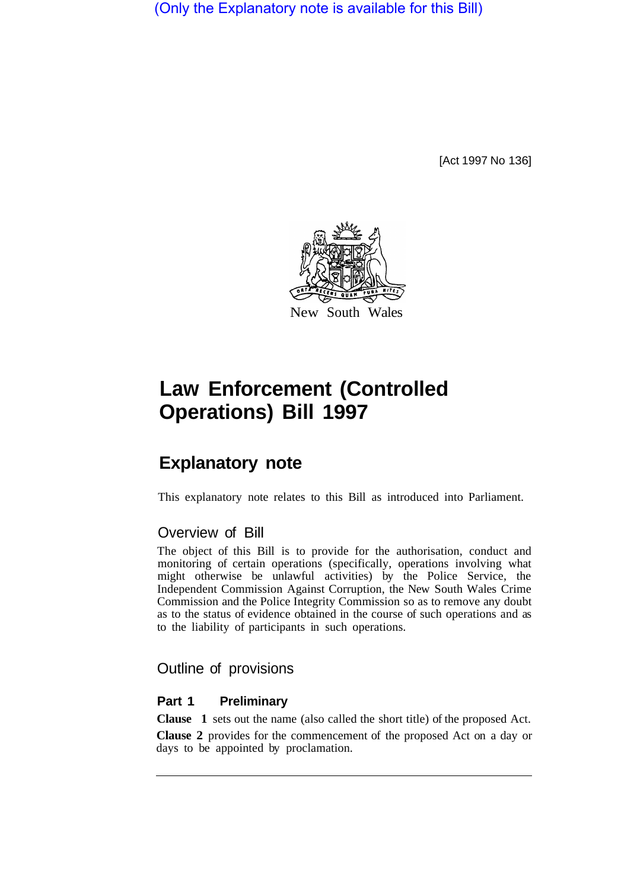(Only the Explanatory note is available for this Bill)

[Act 1997 No 136]

New South Wales

# Law Enforcement (Controlled Operations) Bill 1997

## Explanatory note

This explanatory note relates to this Bill as introduced into Parliament.

### Overview of Bill

The object of this Bill is to provide for the authorisation, conduct and monitoring of certain operations (specifically, operations involving what might otherwise be unlawful activities) by the Police Service, the Independent Commission Against Corruption, the New South Wales Crime Commission and the Police Integrity Commission so as to remove any doubt as to the status of evidence obtained in the course of such operations and as to the liability of participants in such operations.

### Outline of provisions

#### Part 1 Preliminary

**Clause 1** sets out the name (also called the short title) of the proposed Act.

**Clause 2** provides for the commencement of the proposed Act on a day or days to be appointed by proclamation.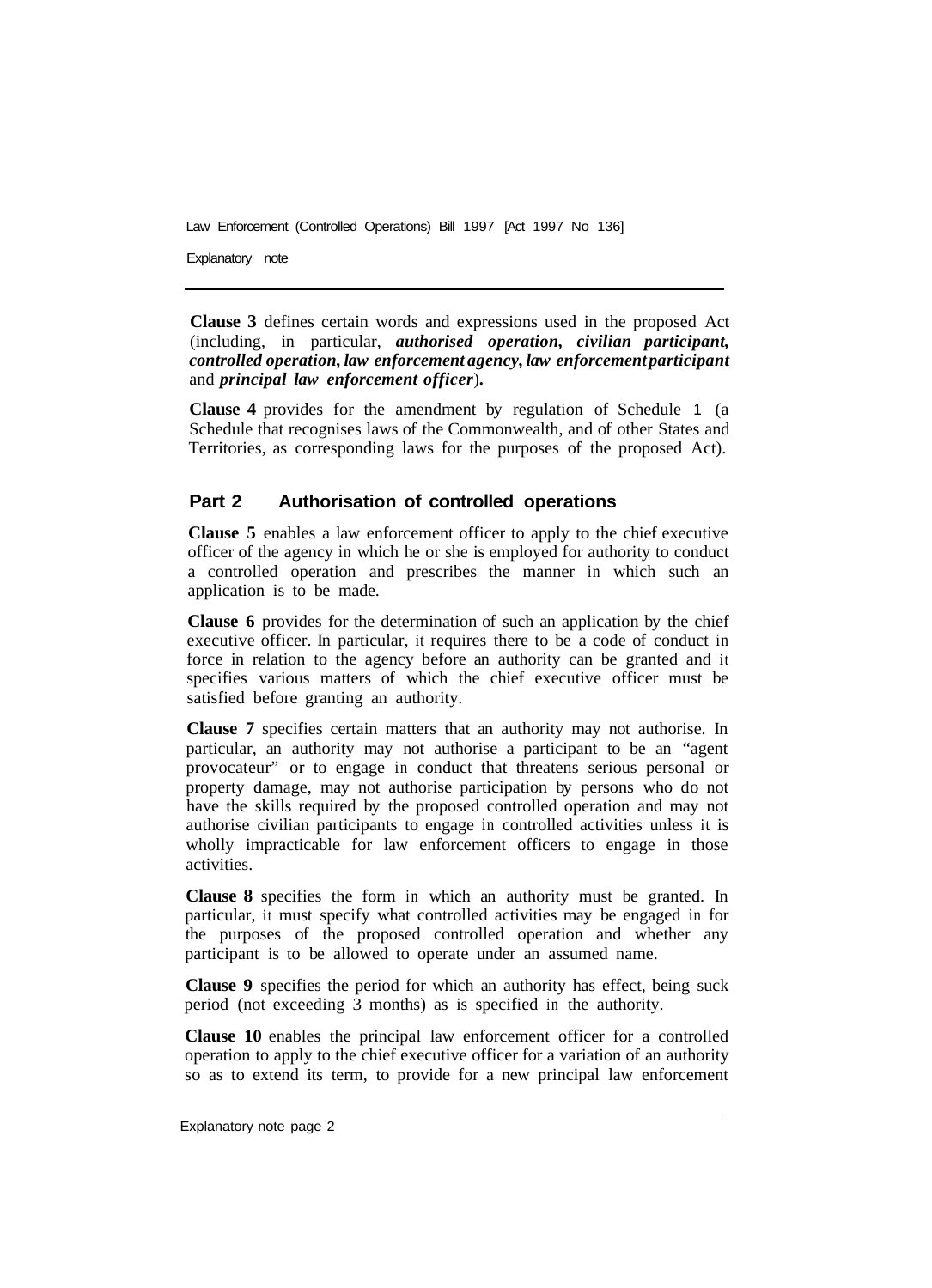**Clause 3** defines certain words and expressions used in the proposed Act (including, in particular, ***authorised operation, civilian participant, controlled operation, law enforcement agency, law enforcement participant*** and ***principal law enforcement officer***).

**Clause 4** provides for the amendment by regulation of Schedule 1 (a Schedule that recognises laws of the Commonwealth, and of other States and Territories, as corresponding laws for the purposes of the proposed Act).

## Part 2 Authorisation of controlled operations

**Clause 5** enables a law enforcement officer to apply to the chief executive officer of the agency in which he or she is employed for authority to conduct a controlled operation and prescribes the manner in which such an application is to be made.

**Clause 6** provides for the determination of such an application by the chief executive officer. In particular, it requires there to be a code of conduct in force in relation to the agency before an authority can be granted and it specifies various matters of which the chief executive officer must be satisfied before granting an authority.

**Clause 7** specifies certain matters that an authority may not authorise. In particular, an authority may not authorise a participant to be an "agent provocateur" or to engage in conduct that threatens serious personal or property damage, may not authorise participation by persons who do not have the skills required by the proposed controlled operation and may not authorise civilian participants to engage in controlled activities unless it is wholly impracticable for law enforcement officers to engage in those activities.

**Clause 8** specifies the form in which an authority must be granted. In particular, it must specify what controlled activities may be engaged in for the purposes of the proposed controlled operation and whether any participant is to be allowed to operate under an assumed name.

**Clause 9** specifies the period for which an authority has effect, being suck period (not exceeding 3 months) as is specified in the authority.

**Clause 10** enables the principal law enforcement officer for a controlled operation to apply to the chief executive officer for a variation of an authority so as to extend its term, to provide for a new principal law enforcement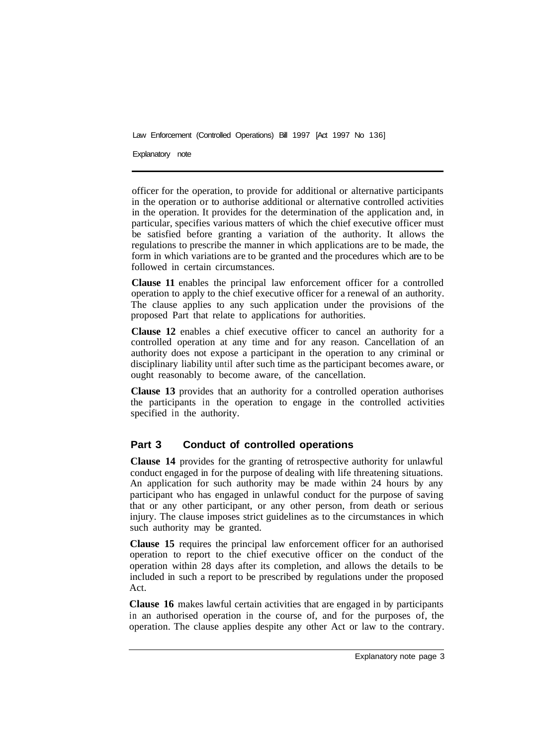officer for the operation, to provide for additional or alternative participants in the operation or to authorise additional or alternative controlled activities in the operation. It provides for the determination of the application and, in particular, specifies various matters of which the chief executive officer must be satisfied before granting a variation of the authority. It allows the regulations to prescribe the manner in which applications are to be made, the form in which variations are to be granted and the procedures which are to be followed in certain circumstances.

**Clause 11** enables the principal law enforcement officer for a controlled operation to apply to the chief executive officer for a renewal of an authority. The clause applies to any such application under the provisions of the proposed Part that relate to applications for authorities.

**Clause 12** enables a chief executive officer to cancel an authority for a controlled operation at any time and for any reason. Cancellation of an authority does not expose a participant in the operation to any criminal or disciplinary liability until after such time as the participant becomes aware, or ought reasonably to become aware, of the cancellation.

**Clause 13** provides that an authority for a controlled operation authorises the participants in the operation to engage in the controlled activities specified in the authority.

## Part 3 Conduct of controlled operations

**Clause 14** provides for the granting of retrospective authority for unlawful conduct engaged in for the purpose of dealing with life threatening situations. An application for such authority may be made within 24 hours by any participant who has engaged in unlawful conduct for the purpose of saving that or any other participant, or any other person, from death or serious injury. The clause imposes strict guidelines as to the circumstances in which such authority may be granted.

**Clause 15** requires the principal law enforcement officer for an authorised operation to report to the chief executive officer on the conduct of the operation within 28 days after its completion, and allows the details to be included in such a report to be prescribed by regulations under the proposed Act.

**Clause 16** makes lawful certain activities that are engaged in by participants in an authorised operation in the course of, and for the purposes of, the operation. The clause applies despite any other Act or law to the contrary.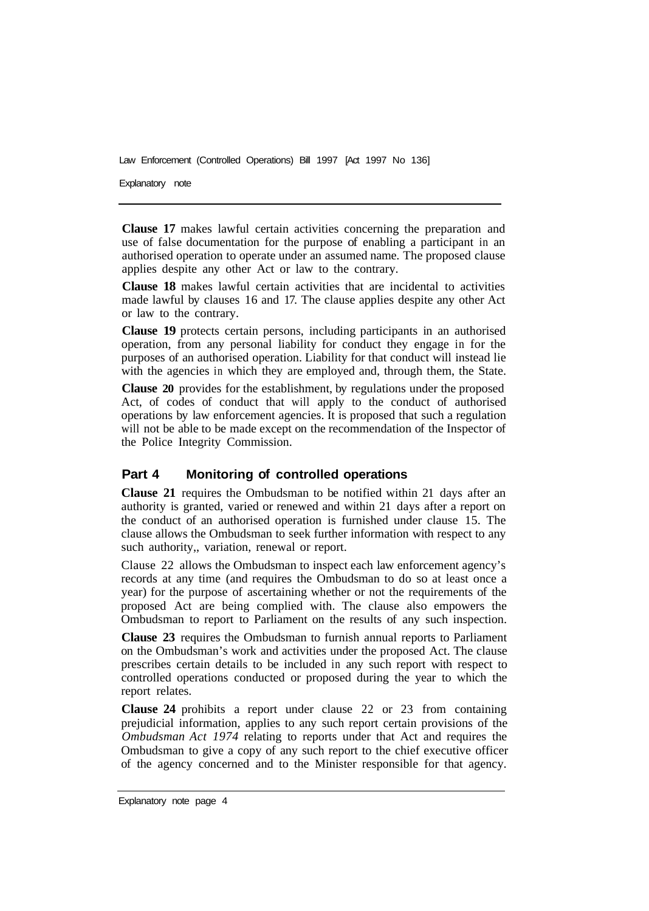**Clause 17** makes lawful certain activities concerning the preparation and use of false documentation for the purpose of enabling a participant in an authorised operation to operate under an assumed name. The proposed clause applies despite any other Act or law to the contrary.

**Clause 18** makes lawful certain activities that are incidental to activities made lawful by clauses 16 and 17. The clause applies despite any other Act or law to the contrary.

**Clause 19** protects certain persons, including participants in an authorised operation, from any personal liability for conduct they engage in for the purposes of an authorised operation. Liability for that conduct will instead lie with the agencies in which they are employed and, through them, the State.

**Clause 20** provides for the establishment, by regulations under the proposed Act, of codes of conduct that will apply to the conduct of authorised operations by law enforcement agencies. It is proposed that such a regulation will not be able to be made except on the recommendation of the Inspector of the Police Integrity Commission.

## Part 4 Monitoring of controlled operations

**Clause 21** requires the Ombudsman to be notified within 21 days after an authority is granted, varied or renewed and within 21 days after a report on the conduct of an authorised operation is furnished under clause 15. The clause allows the Ombudsman to seek further information with respect to any such authority,, variation, renewal or report.

Clause 22 allows the Ombudsman to inspect each law enforcement agency's records at any time (and requires the Ombudsman to do so at least once a year) for the purpose of ascertaining whether or not the requirements of the proposed Act are being complied with. The clause also empowers the Ombudsman to report to Parliament on the results of any such inspection.

**Clause 23** requires the Ombudsman to furnish annual reports to Parliament on the Ombudsman's work and activities under the proposed Act. The clause prescribes certain details to be included in any such report with respect to controlled operations conducted or proposed during the year to which the report relates.

**Clause 24** prohibits a report under clause 22 or 23 from containing prejudicial information, applies to any such report certain provisions of the *Ombudsman Act 1974* relating to reports under that Act and requires the Ombudsman to give a copy of any such report to the chief executive officer of the agency concerned and to the Minister responsible for that agency.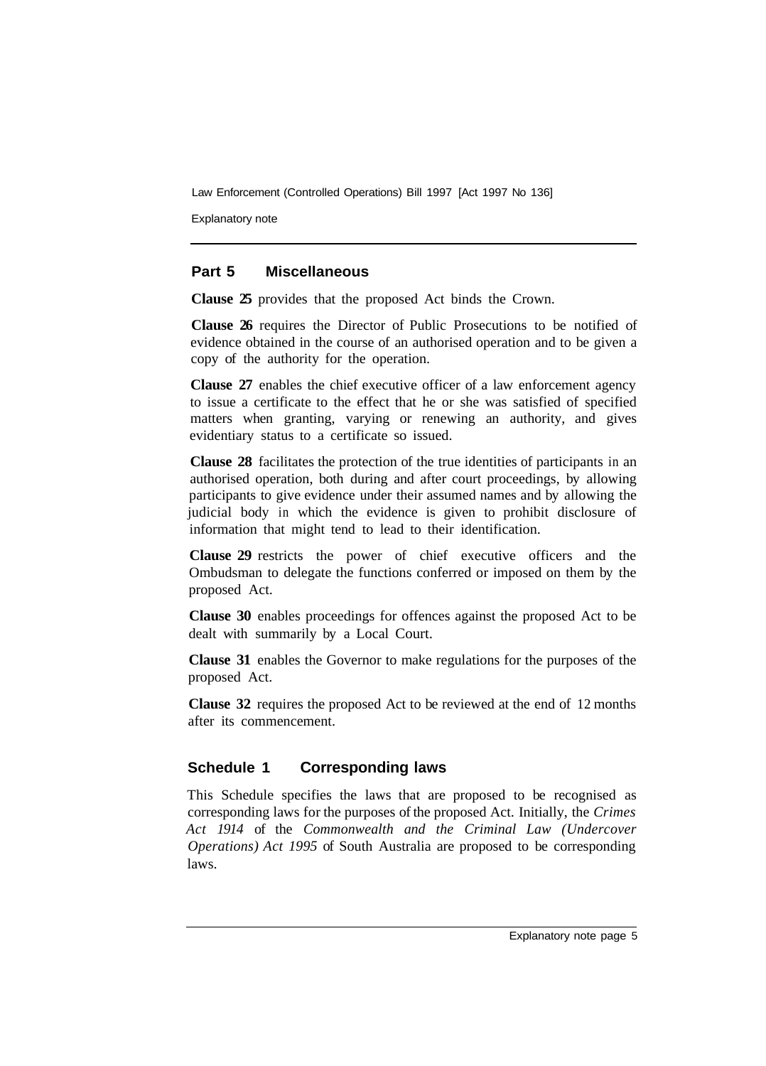## Part 5 Miscellaneous

**Clause 25** provides that the proposed Act binds the Crown.

**Clause 26** requires the Director of Public Prosecutions to be notified of evidence obtained in the course of an authorised operation and to be given a copy of the authority for the operation.

**Clause 27** enables the chief executive officer of a law enforcement agency to issue a certificate to the effect that he or she was satisfied of specified matters when granting, varying or renewing an authority, and gives evidentiary status to a certificate so issued.

**Clause 28** facilitates the protection of the true identities of participants in an authorised operation, both during and after court proceedings, by allowing participants to give evidence under their assumed names and by allowing the judicial body in which the evidence is given to prohibit disclosure of information that might tend to lead to their identification.

**Clause 29** restricts the power of chief executive officers and the Ombudsman to delegate the functions conferred or imposed on them by the proposed Act.

**Clause 30** enables proceedings for offences against the proposed Act to be dealt with summarily by a Local Court.

**Clause 31** enables the Governor to make regulations for the purposes of the proposed Act.

**Clause 32** requires the proposed Act to be reviewed at the end of 12 months after its commencement.

## Schedule 1 Corresponding laws

This Schedule specifies the laws that are proposed to be recognised as corresponding laws for the purposes of the proposed Act. Initially, the *Crimes Act 1914* of the *Commonwealth and the Criminal Law (Undercover Operations) Act 1995* of South Australia are proposed to be corresponding laws.